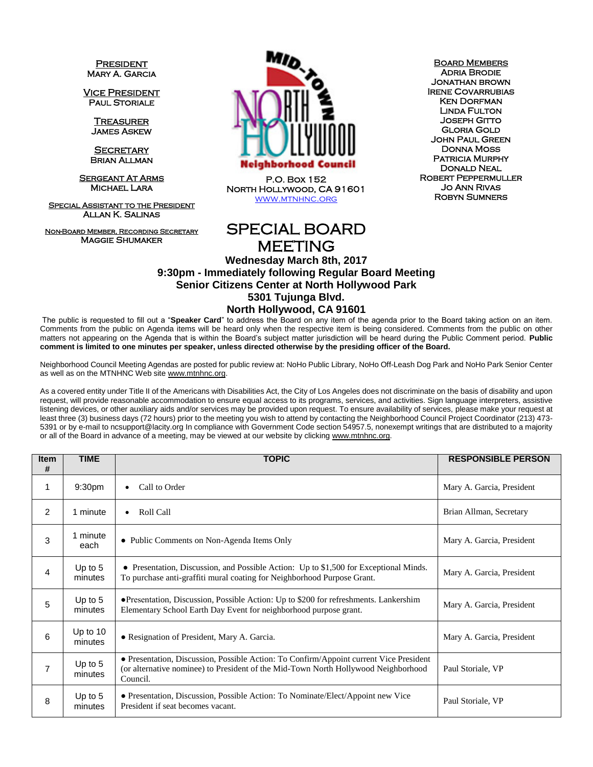**President**
Mary A. Garcia

**Vice President**
Paul Storiale

**Treasurer**
James Askew

**Secretary**
Brian Allman

**Sergeant At Arms**
Michael Lara

**Special Assistant to the President**
Allan K. Salinas

**Non-Board Member, Recording Secretary**
Maggie Shumaker

Mid-Town North Hollywood Neighborhood Council

P.O. Box 152
North Hollywood, CA 91601
www.mtnhnc.org

**Board Members**
Adria Brodie
Jonathan Brown
Irene Covarrubias
Ken Dorfman
Linda Fulton
Joseph Gitto
Gloria Gold
John Paul Green
Donna Moss
Patricia Murphy
Donald Neal
Robert Peppermuller
Jo Ann Rivas
Robyn Sumners

# SPECIAL BOARD MEETING

**Wednesday March 8th, 2017**
**9:30pm - Immediately following Regular Board Meeting**
**Senior Citizens Center at North Hollywood Park**
**5301 Tujunga Blvd.**
**North Hollywood, CA 91601**

The public is requested to fill out a "**Speaker Card**" to address the Board on any item of the agenda prior to the Board taking action on an item. Comments from the public on Agenda items will be heard only when the respective item is being considered. Comments from the public on other matters not appearing on the Agenda that is within the Board's subject matter jurisdiction will be heard during the Public Comment period. **Public comment is limited to one minutes per speaker, unless directed otherwise by the presiding officer of the Board.**

Neighborhood Council Meeting Agendas are posted for public review at: NoHo Public Library, NoHo Off-Leash Dog Park and NoHo Park Senior Center as well as on the MTNHNC Web site www.mtnhnc.org.

As a covered entity under Title II of the Americans with Disabilities Act, the City of Los Angeles does not discriminate on the basis of disability and upon request, will provide reasonable accommodation to ensure equal access to its programs, services, and activities. Sign language interpreters, assistive listening devices, or other auxiliary aids and/or services may be provided upon request. To ensure availability of services, please make your request at least three (3) business days (72 hours) prior to the meeting you wish to attend by contacting the Neighborhood Council Project Coordinator (213) 473-5391 or by e-mail to ncsupport@lacity.org In compliance with Government Code section 54957.5, nonexempt writings that are distributed to a majority or all of the Board in advance of a meeting, may be viewed at our website by clicking www.mtnhnc.org.

| Item # | TIME | TOPIC | RESPONSIBLE PERSON |
|---|---|---|---|
| 1 | 9:30pm | • Call to Order | Mary A. Garcia, President |
| 2 | 1 minute | • Roll Call | Brian Allman, Secretary |
| 3 | 1 minute each | • Public Comments on Non-Agenda Items Only | Mary A. Garcia, President |
| 4 | Up to 5 minutes | • Presentation, Discussion, and Possible Action: Up to $1,500 for Exceptional Minds. To purchase anti-graffiti mural coating for Neighborhood Purpose Grant. | Mary A. Garcia, President |
| 5 | Up to 5 minutes | •Presentation, Discussion, Possible Action: Up to $200 for refreshments. Lankershim Elementary School Earth Day Event for neighborhood purpose grant. | Mary A. Garcia, President |
| 6 | Up to 10 minutes | • Resignation of President, Mary A. Garcia. | Mary A. Garcia, President |
| 7 | Up to 5 minutes | • Presentation, Discussion, Possible Action: To Confirm/Appoint current Vice President (or alternative nominee) to President of the Mid-Town North Hollywood Neighborhood Council. | Paul Storiale, VP |
| 8 | Up to 5 minutes | • Presentation, Discussion, Possible Action: To Nominate/Elect/Appoint new Vice President if seat becomes vacant. | Paul Storiale, VP |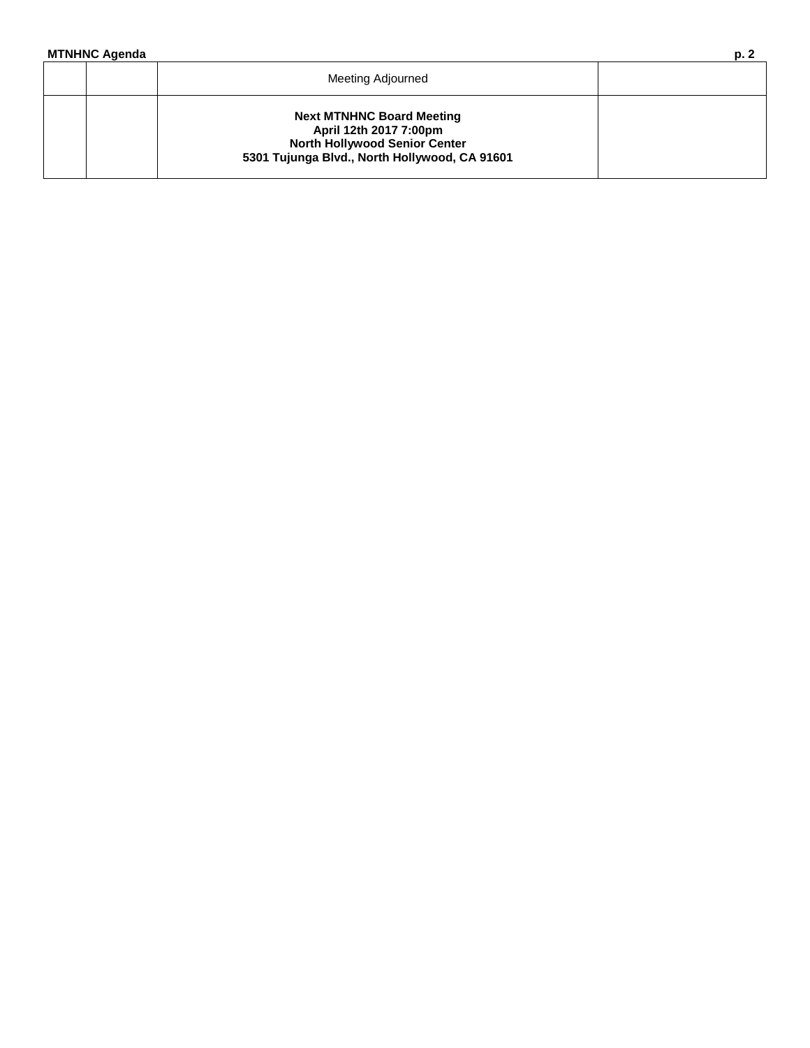| | | | |
|---|---|---|---|
| | | Meeting Adjourned | |
| | | **Next MTNHNC Board Meeting**<br>**April 12th 2017 7:00pm**<br>**North Hollywood Senior Center**<br>**5301 Tujunga Blvd., North Hollywood, CA 91601** | |